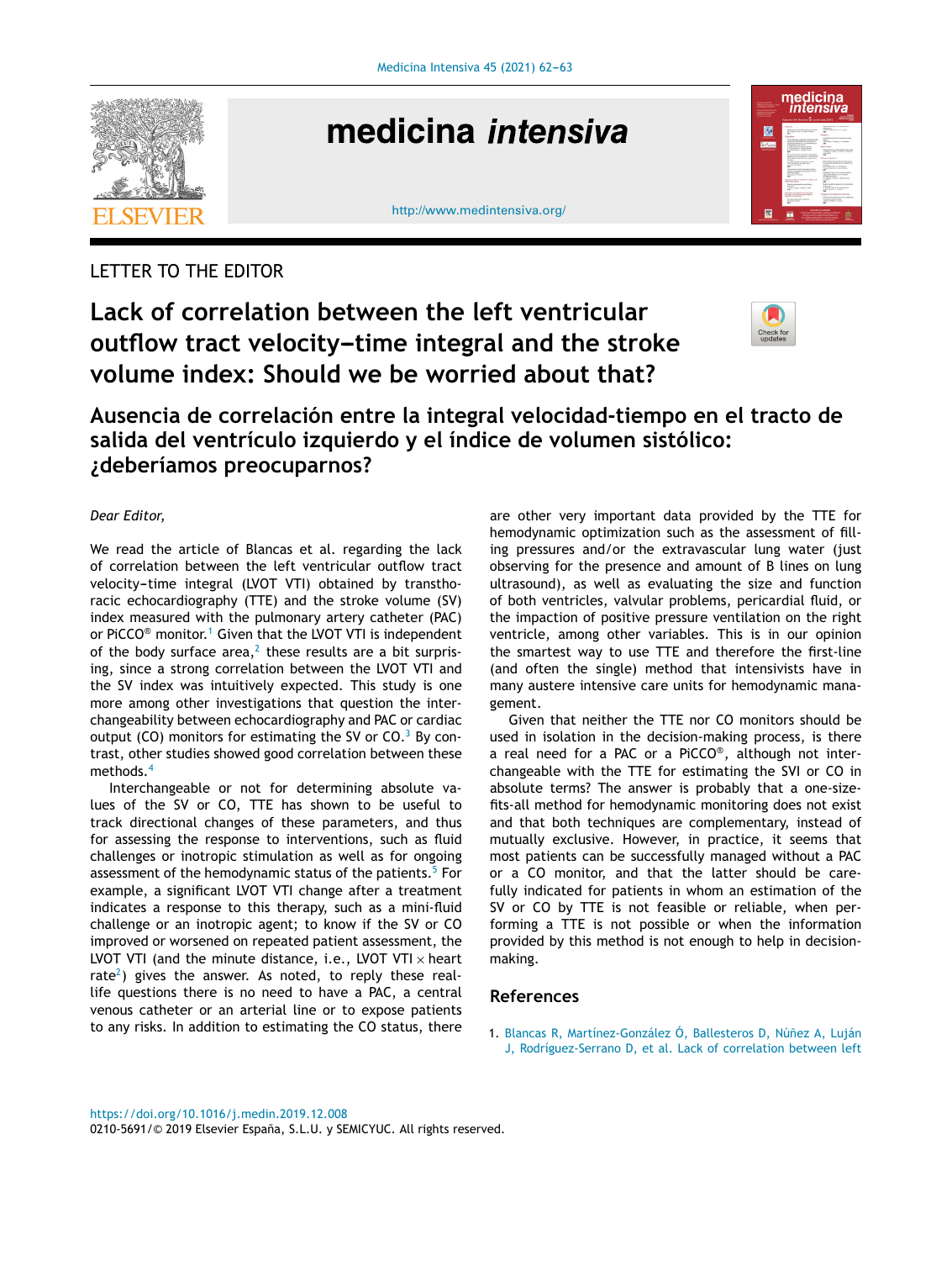LETTER TO THE EDITOR

# Lack of correlation between the left ventricular outflow tract velocity–time integral and the stroke volume index: Should we be worried about that?

## Ausencia de correlación entre la integral velocidad-tiempo en el tracto de salida del ventrículo izquierdo y el índice de volumen sistólico: ¿deberíamos preocuparnos?

*Dear Editor,*

We read the article of Blancas et al. regarding the lack of correlation between the left ventricular outflow tract velocity–time integral (LVOT VTI) obtained by transthoracic echocardiography (TTE) and the stroke volume (SV) index measured with the pulmonary artery catheter (PAC) or PiCCO® monitor.[1] Given that the LVOT VTI is independent of the body surface area,[2] these results are a bit surprising, since a strong correlation between the LVOT VTI and the SV index was intuitively expected. This study is one more among other investigations that question the interchangeability between echocardiography and PAC or cardiac output (CO) monitors for estimating the SV or CO.[3] By contrast, other studies showed good correlation between these methods.[4]

Interchangeable or not for determining absolute values of the SV or CO, TTE has shown to be useful to track directional changes of these parameters, and thus for assessing the response to interventions, such as fluid challenges or inotropic stimulation as well as for ongoing assessment of the hemodynamic status of the patients.[5] For example, a significant LVOT VTI change after a treatment indicates a response to this therapy, such as a mini-fluid challenge or an inotropic agent; to know if the SV or CO improved or worsened on repeated patient assessment, the LVOT VTI (and the minute distance, i.e., LVOT VTI × heart rate[2]) gives the answer. As noted, to reply these real-life questions there is no need to have a PAC, a central venous catheter or an arterial line or to expose patients to any risks. In addition to estimating the CO status, there are other very important data provided by the TTE for hemodynamic optimization such as the assessment of filling pressures and/or the extravascular lung water (just observing for the presence and amount of B lines on lung ultrasound), as well as evaluating the size and function of both ventricles, valvular problems, pericardial fluid, or the impaction of positive pressure ventilation on the right ventricle, among other variables. This is in our opinion the smartest way to use TTE and therefore the first-line (and often the single) method that intensivists have in many austere intensive care units for hemodynamic management.

Given that neither the TTE nor CO monitors should be used in isolation in the decision-making process, is there a real need for a PAC or a PiCCO®, although not interchangeable with the TTE for estimating the SVI or CO in absolute terms? The answer is probably that a one-size-fits-all method for hemodynamic monitoring does not exist and that both techniques are complementary, instead of mutually exclusive. However, in practice, it seems that most patients can be successfully managed without a PAC or a CO monitor, and that the latter should be carefully indicated for patients in whom an estimation of the SV or CO by TTE is not feasible or reliable, when performing a TTE is not possible or when the information provided by this method is not enough to help in decision-making.

## References

1. Blancas R, Martínez-González Ó, Ballesteros D, Núñez A, Luján J, Rodríguez-Serrano D, et al. Lack of correlation between left

https://doi.org/10.1016/j.medin.2019.12.008
0210-5691/© 2019 Elsevier España, S.L.U. y SEMICYUC. All rights reserved.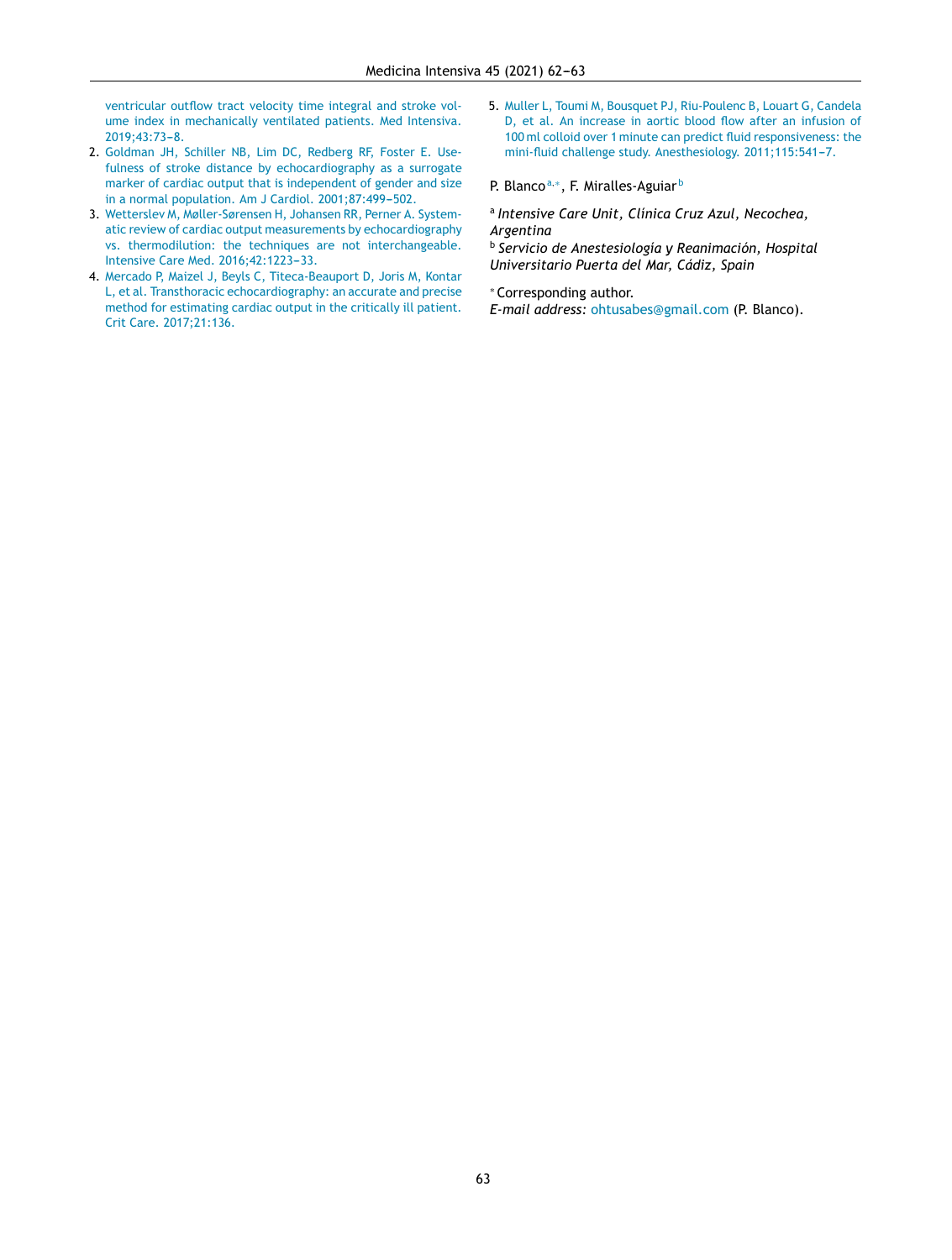ventricular outflow tract velocity time integral and stroke volume index in mechanically ventilated patients. Med Intensiva. 2019;43:73–8.

2. Goldman JH, Schiller NB, Lim DC, Redberg RF, Foster E. Usefulness of stroke distance by echocardiography as a surrogate marker of cardiac output that is independent of gender and size in a normal population. Am J Cardiol. 2001;87:499–502.
3. Wetterslev M, Møller-Sørensen H, Johansen RR, Perner A. Systematic review of cardiac output measurements by echocardiography vs. thermodilution: the techniques are not interchangeable. Intensive Care Med. 2016;42:1223–33.
4. Mercado P, Maizel J, Beyls C, Titeca-Beauport D, Joris M, Kontar L, et al. Transthoracic echocardiography: an accurate and precise method for estimating cardiac output in the critically ill patient. Crit Care. 2017;21:136.
5. Muller L, Toumi M, Bousquet PJ, Riu-Poulenc B, Louart G, Candela D, et al. An increase in aortic blood flow after an infusion of 100 ml colloid over 1 minute can predict fluid responsiveness: the mini-fluid challenge study. Anesthesiology. 2011;115:541–7.

P. Blanco[a,*], F. Miralles-Aguiar[b]

[a] *Intensive Care Unit, Clínica Cruz Azul, Necochea, Argentina*
[b] *Servicio de Anestesiología y Reanimación, Hospital Universitario Puerta del Mar, Cádiz, Spain*

[*] Corresponding author.
*E-mail address:* ohtusabes@gmail.com (P. Blanco).